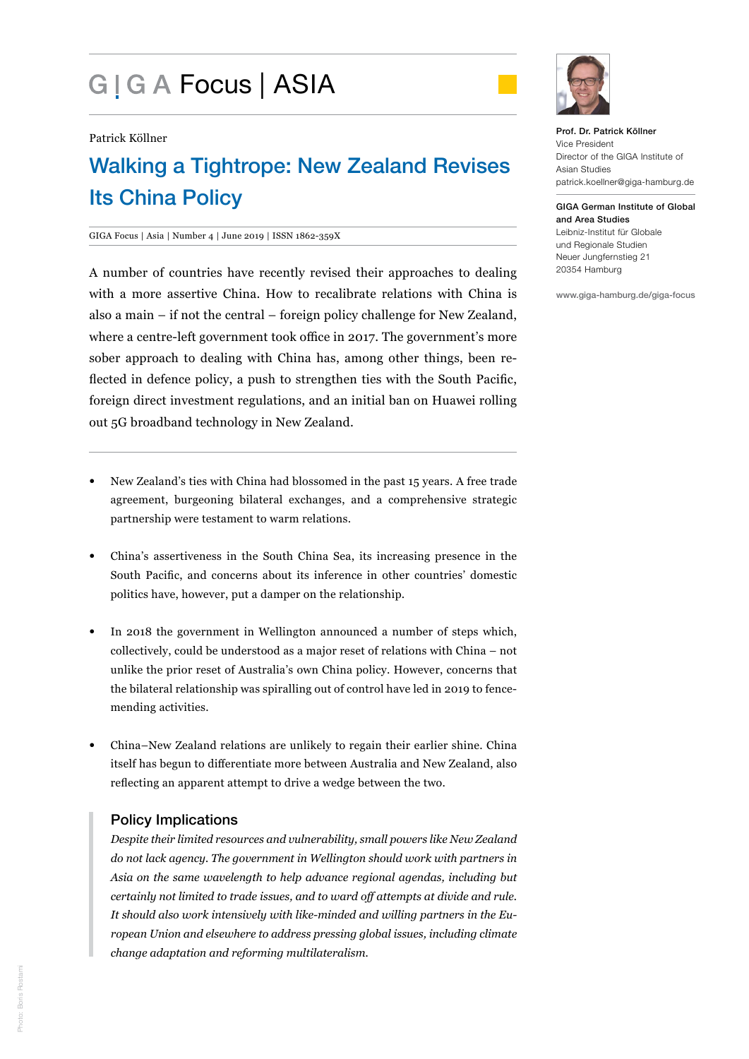# GIGA Focus | ASIA

Patrick Köllner

## Walking a Tightrope: New Zealand Revises Its China Policy

GIGA Focus | Asia | Number 4 | June 2019 | ISSN 1862-359X

A number of countries have recently revised their approaches to dealing with a more assertive China. How to recalibrate relations with China is also a main – if not the central – foreign policy challenge for New Zealand, where a centre-left government took office in 2017. The government's more sober approach to dealing with China has, among other things, been reflected in defence policy, a push to strengthen ties with the South Pacific, foreign direct investment regulations, and an initial ban on Huawei rolling out 5G broadband technology in New Zealand.

- New Zealand's ties with China had blossomed in the past 15 years. A free trade agreement, burgeoning bilateral exchanges, and a comprehensive strategic partnership were testament to warm relations.
- China's assertiveness in the South China Sea, its increasing presence in the South Pacific, and concerns about its inference in other countries' domestic politics have, however, put a damper on the relationship.
- In 2018 the government in Wellington announced a number of steps which, collectively, could be understood as a major reset of relations with China – not unlike the prior reset of Australia's own China policy. However, concerns that the bilateral relationship was spiralling out of control have led in 2019 to fence-mending activities.
- China–New Zealand relations are unlikely to regain their earlier shine. China itself has begun to differentiate more between Australia and New Zealand, also reflecting an apparent attempt to drive a wedge between the two.

### Policy Implications

*Despite their limited resources and vulnerability, small powers like New Zealand do not lack agency. The government in Wellington should work with partners in Asia on the same wavelength to help advance regional agendas, including but certainly not limited to trade issues, and to ward off attempts at divide and rule. It should also work intensively with like-minded and willing partners in the European Union and elsewhere to address pressing global issues, including climate change adaptation and reforming multilateralism.*

**Prof. Dr. Patrick Köllner**
Vice President
Director of the GIGA Institute of Asian Studies
patrick.koellner@giga-hamburg.de

**GIGA German Institute of Global and Area Studies**
Leibniz-Institut für Globale und Regionale Studien
Neuer Jungfernstieg 21
20354 Hamburg

www.giga-hamburg.de/giga-focus

Photo: Boris Rostami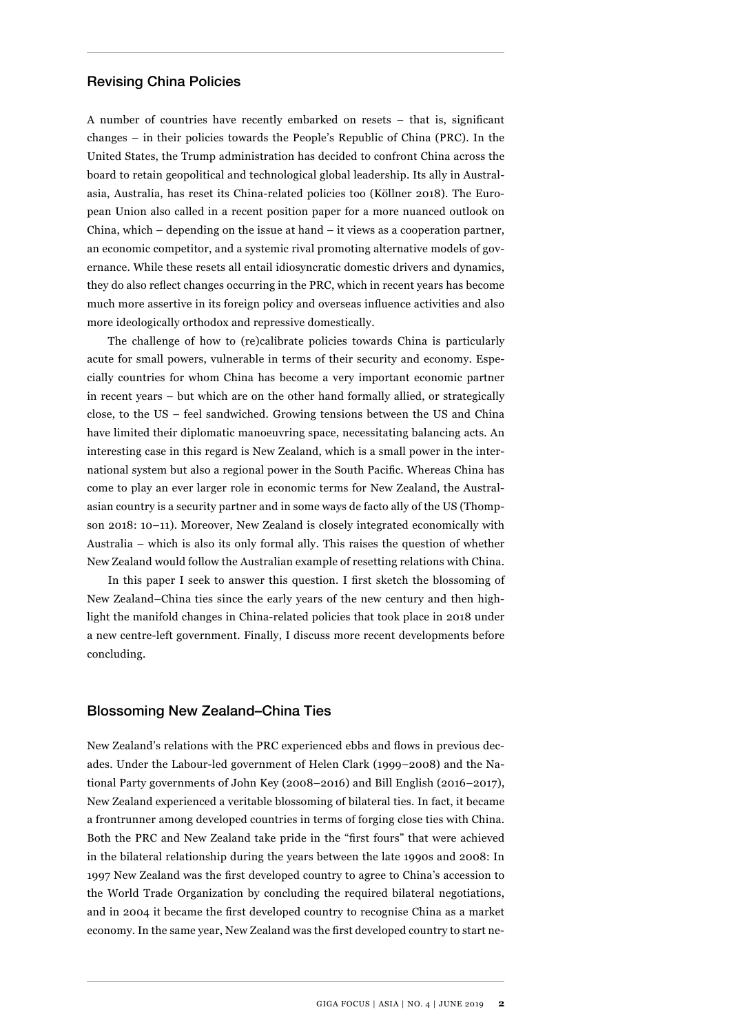## Revising China Policies

A number of countries have recently embarked on resets – that is, significant changes – in their policies towards the People's Republic of China (PRC). In the United States, the Trump administration has decided to confront China across the board to retain geopolitical and technological global leadership. Its ally in Australasia, Australia, has reset its China-related policies too (Köllner 2018). The European Union also called in a recent position paper for a more nuanced outlook on China, which – depending on the issue at hand – it views as a cooperation partner, an economic competitor, and a systemic rival promoting alternative models of governance. While these resets all entail idiosyncratic domestic drivers and dynamics, they do also reflect changes occurring in the PRC, which in recent years has become much more assertive in its foreign policy and overseas influence activities and also more ideologically orthodox and repressive domestically.

The challenge of how to (re)calibrate policies towards China is particularly acute for small powers, vulnerable in terms of their security and economy. Especially countries for whom China has become a very important economic partner in recent years – but which are on the other hand formally allied, or strategically close, to the US – feel sandwiched. Growing tensions between the US and China have limited their diplomatic manoeuvring space, necessitating balancing acts. An interesting case in this regard is New Zealand, which is a small power in the international system but also a regional power in the South Pacific. Whereas China has come to play an ever larger role in economic terms for New Zealand, the Australasian country is a security partner and in some ways de facto ally of the US (Thompson 2018: 10–11). Moreover, New Zealand is closely integrated economically with Australia – which is also its only formal ally. This raises the question of whether New Zealand would follow the Australian example of resetting relations with China.

In this paper I seek to answer this question. I first sketch the blossoming of New Zealand–China ties since the early years of the new century and then highlight the manifold changes in China-related policies that took place in 2018 under a new centre-left government. Finally, I discuss more recent developments before concluding.

## Blossoming New Zealand–China Ties

New Zealand's relations with the PRC experienced ebbs and flows in previous decades. Under the Labour-led government of Helen Clark (1999–2008) and the National Party governments of John Key (2008–2016) and Bill English (2016–2017), New Zealand experienced a veritable blossoming of bilateral ties. In fact, it became a frontrunner among developed countries in terms of forging close ties with China. Both the PRC and New Zealand take pride in the "first fours" that were achieved in the bilateral relationship during the years between the late 1990s and 2008: In 1997 New Zealand was the first developed country to agree to China's accession to the World Trade Organization by concluding the required bilateral negotiations, and in 2004 it became the first developed country to recognise China as a market economy. In the same year, New Zealand was the first developed country to start ne-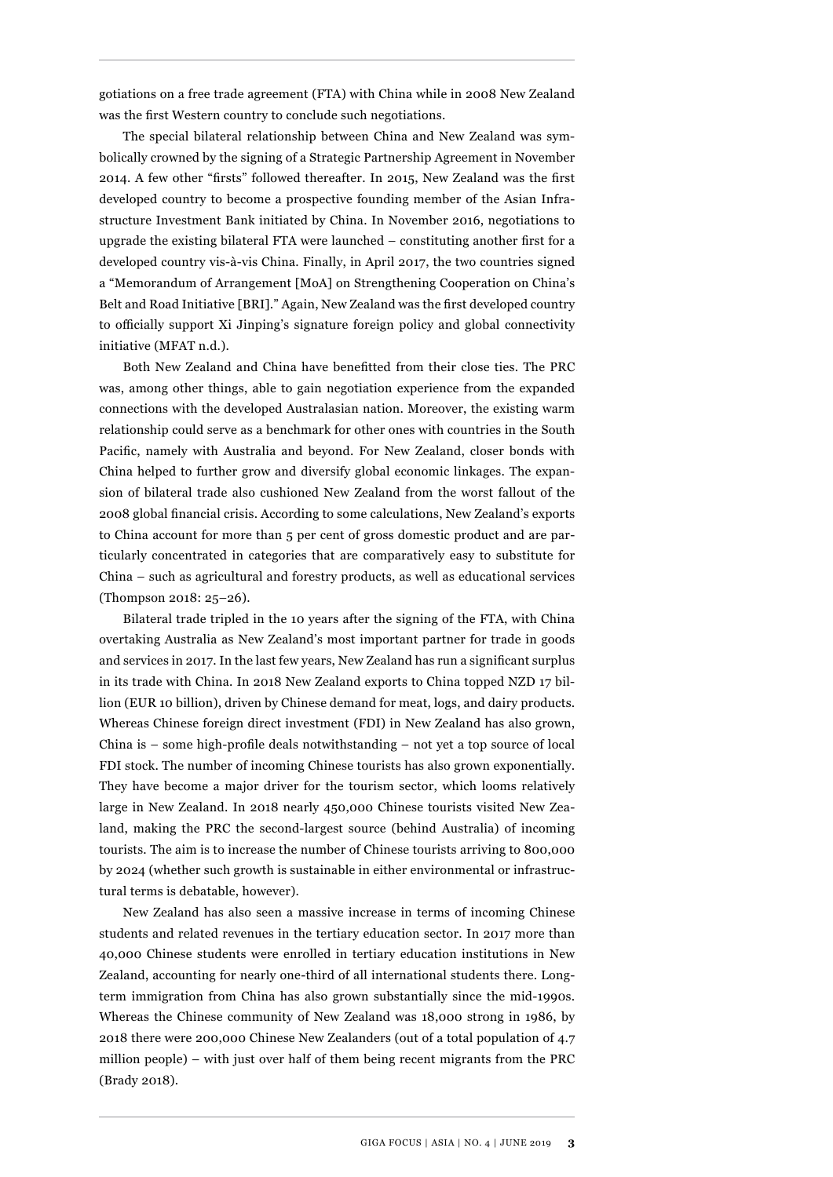gotiations on a free trade agreement (FTA) with China while in 2008 New Zealand was the first Western country to conclude such negotiations.

The special bilateral relationship between China and New Zealand was symbolically crowned by the signing of a Strategic Partnership Agreement in November 2014. A few other "firsts" followed thereafter. In 2015, New Zealand was the first developed country to become a prospective founding member of the Asian Infrastructure Investment Bank initiated by China. In November 2016, negotiations to upgrade the existing bilateral FTA were launched – constituting another first for a developed country vis-à-vis China. Finally, in April 2017, the two countries signed a "Memorandum of Arrangement [MoA] on Strengthening Cooperation on China's Belt and Road Initiative [BRI]." Again, New Zealand was the first developed country to officially support Xi Jinping's signature foreign policy and global connectivity initiative (MFAT n.d.).

Both New Zealand and China have benefitted from their close ties. The PRC was, among other things, able to gain negotiation experience from the expanded connections with the developed Australasian nation. Moreover, the existing warm relationship could serve as a benchmark for other ones with countries in the South Pacific, namely with Australia and beyond. For New Zealand, closer bonds with China helped to further grow and diversify global economic linkages. The expansion of bilateral trade also cushioned New Zealand from the worst fallout of the 2008 global financial crisis. According to some calculations, New Zealand's exports to China account for more than 5 per cent of gross domestic product and are particularly concentrated in categories that are comparatively easy to substitute for China – such as agricultural and forestry products, as well as educational services (Thompson 2018: 25–26).

Bilateral trade tripled in the 10 years after the signing of the FTA, with China overtaking Australia as New Zealand's most important partner for trade in goods and services in 2017. In the last few years, New Zealand has run a significant surplus in its trade with China. In 2018 New Zealand exports to China topped NZD 17 billion (EUR 10 billion), driven by Chinese demand for meat, logs, and dairy products. Whereas Chinese foreign direct investment (FDI) in New Zealand has also grown, China is – some high-profile deals notwithstanding – not yet a top source of local FDI stock. The number of incoming Chinese tourists has also grown exponentially. They have become a major driver for the tourism sector, which looms relatively large in New Zealand. In 2018 nearly 450,000 Chinese tourists visited New Zealand, making the PRC the second-largest source (behind Australia) of incoming tourists. The aim is to increase the number of Chinese tourists arriving to 800,000 by 2024 (whether such growth is sustainable in either environmental or infrastructural terms is debatable, however).

New Zealand has also seen a massive increase in terms of incoming Chinese students and related revenues in the tertiary education sector. In 2017 more than 40,000 Chinese students were enrolled in tertiary education institutions in New Zealand, accounting for nearly one-third of all international students there. Long-term immigration from China has also grown substantially since the mid-1990s. Whereas the Chinese community of New Zealand was 18,000 strong in 1986, by 2018 there were 200,000 Chinese New Zealanders (out of a total population of 4.7 million people) – with just over half of them being recent migrants from the PRC (Brady 2018).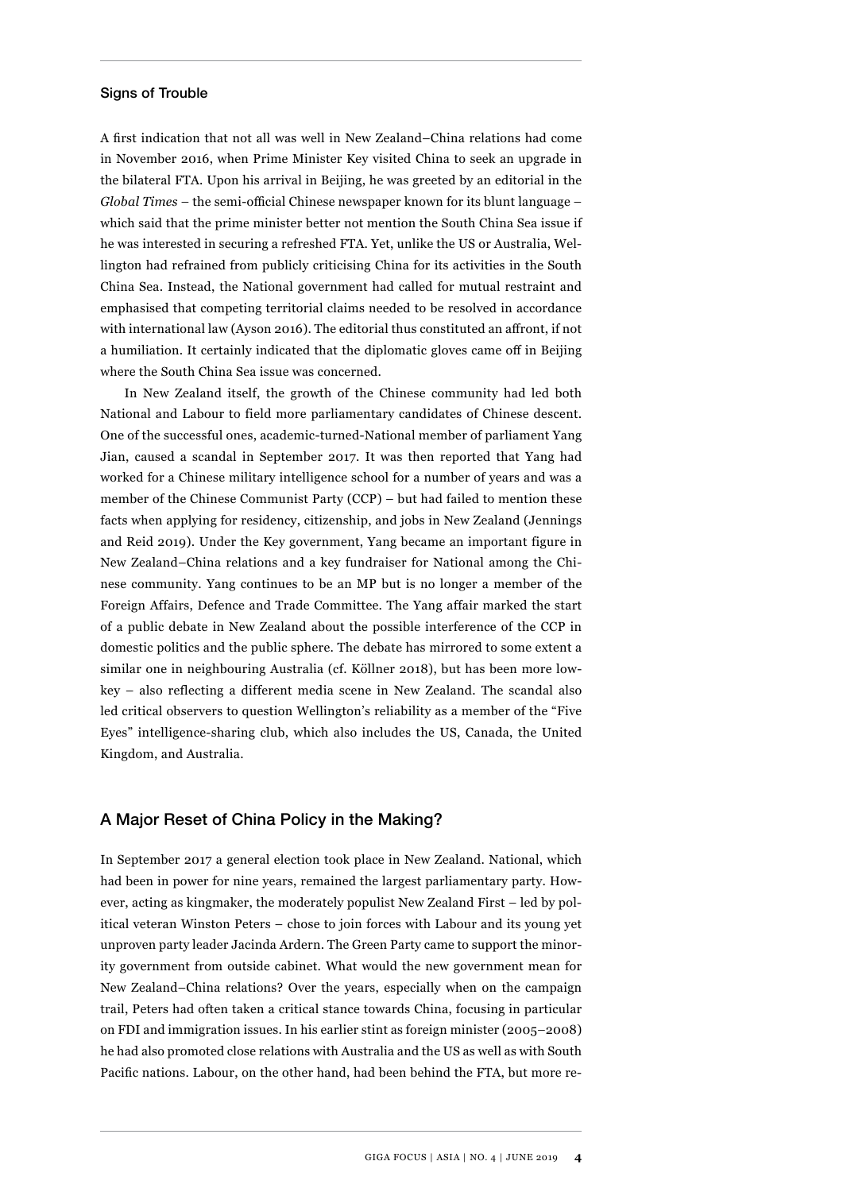### Signs of Trouble

A first indication that not all was well in New Zealand–China relations had come in November 2016, when Prime Minister Key visited China to seek an upgrade in the bilateral FTA. Upon his arrival in Beijing, he was greeted by an editorial in the *Global Times* – the semi-official Chinese newspaper known for its blunt language – which said that the prime minister better not mention the South China Sea issue if he was interested in securing a refreshed FTA. Yet, unlike the US or Australia, Wellington had refrained from publicly criticising China for its activities in the South China Sea. Instead, the National government had called for mutual restraint and emphasised that competing territorial claims needed to be resolved in accordance with international law (Ayson 2016). The editorial thus constituted an affront, if not a humiliation. It certainly indicated that the diplomatic gloves came off in Beijing where the South China Sea issue was concerned.

In New Zealand itself, the growth of the Chinese community had led both National and Labour to field more parliamentary candidates of Chinese descent. One of the successful ones, academic-turned-National member of parliament Yang Jian, caused a scandal in September 2017. It was then reported that Yang had worked for a Chinese military intelligence school for a number of years and was a member of the Chinese Communist Party (CCP) – but had failed to mention these facts when applying for residency, citizenship, and jobs in New Zealand (Jennings and Reid 2019). Under the Key government, Yang became an important figure in New Zealand–China relations and a key fundraiser for National among the Chinese community. Yang continues to be an MP but is no longer a member of the Foreign Affairs, Defence and Trade Committee. The Yang affair marked the start of a public debate in New Zealand about the possible interference of the CCP in domestic politics and the public sphere. The debate has mirrored to some extent a similar one in neighbouring Australia (cf. Köllner 2018), but has been more low-key – also reflecting a different media scene in New Zealand. The scandal also led critical observers to question Wellington's reliability as a member of the "Five Eyes" intelligence-sharing club, which also includes the US, Canada, the United Kingdom, and Australia.

## A Major Reset of China Policy in the Making?

In September 2017 a general election took place in New Zealand. National, which had been in power for nine years, remained the largest parliamentary party. However, acting as kingmaker, the moderately populist New Zealand First – led by political veteran Winston Peters – chose to join forces with Labour and its young yet unproven party leader Jacinda Ardern. The Green Party came to support the minority government from outside cabinet. What would the new government mean for New Zealand–China relations? Over the years, especially when on the campaign trail, Peters had often taken a critical stance towards China, focusing in particular on FDI and immigration issues. In his earlier stint as foreign minister (2005–2008) he had also promoted close relations with Australia and the US as well as with South Pacific nations. Labour, on the other hand, had been behind the FTA, but more re-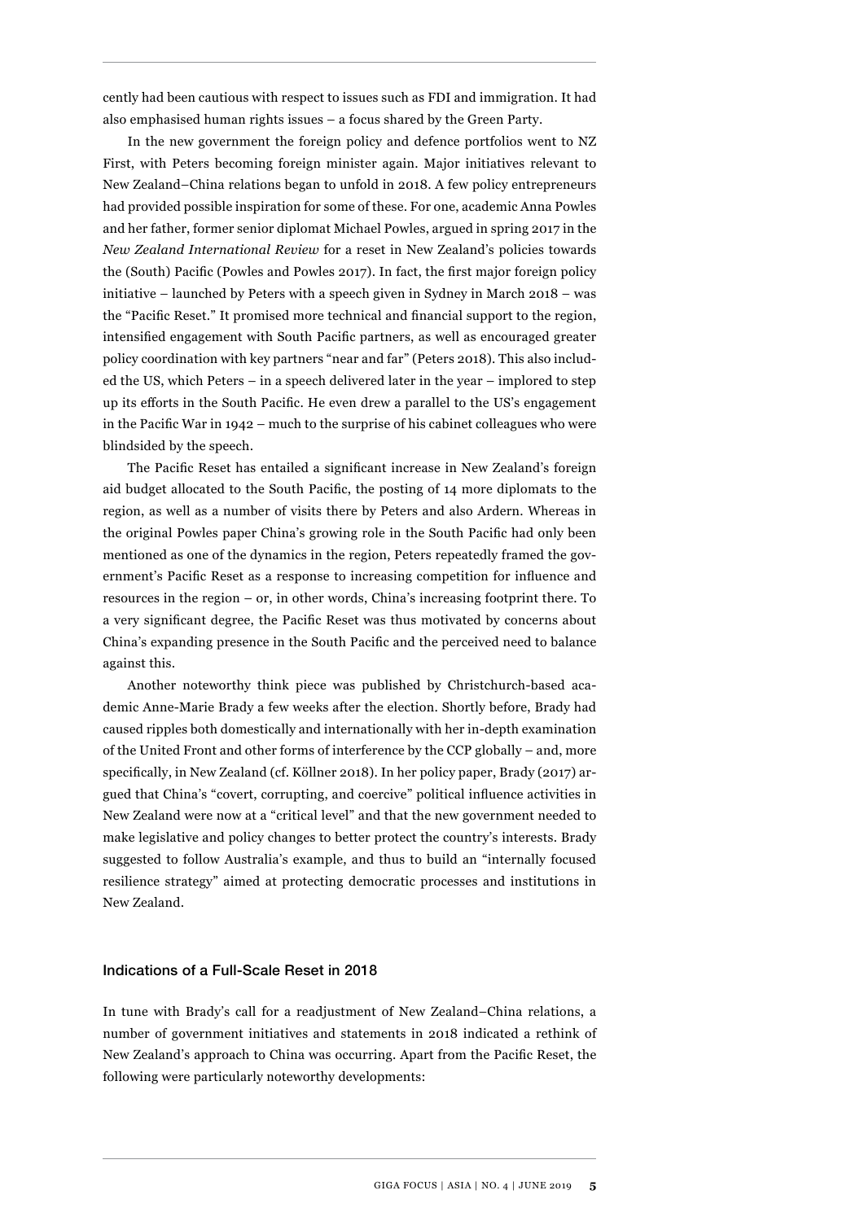cently had been cautious with respect to issues such as FDI and immigration. It had also emphasised human rights issues – a focus shared by the Green Party.

In the new government the foreign policy and defence portfolios went to NZ First, with Peters becoming foreign minister again. Major initiatives relevant to New Zealand–China relations began to unfold in 2018. A few policy entrepreneurs had provided possible inspiration for some of these. For one, academic Anna Powles and her father, former senior diplomat Michael Powles, argued in spring 2017 in the *New Zealand International Review* for a reset in New Zealand's policies towards the (South) Pacific (Powles and Powles 2017). In fact, the first major foreign policy initiative – launched by Peters with a speech given in Sydney in March 2018 – was the "Pacific Reset." It promised more technical and financial support to the region, intensified engagement with South Pacific partners, as well as encouraged greater policy coordination with key partners "near and far" (Peters 2018). This also included the US, which Peters – in a speech delivered later in the year – implored to step up its efforts in the South Pacific. He even drew a parallel to the US's engagement in the Pacific War in 1942 – much to the surprise of his cabinet colleagues who were blindsided by the speech.

The Pacific Reset has entailed a significant increase in New Zealand's foreign aid budget allocated to the South Pacific, the posting of 14 more diplomats to the region, as well as a number of visits there by Peters and also Ardern. Whereas in the original Powles paper China's growing role in the South Pacific had only been mentioned as one of the dynamics in the region, Peters repeatedly framed the government's Pacific Reset as a response to increasing competition for influence and resources in the region – or, in other words, China's increasing footprint there. To a very significant degree, the Pacific Reset was thus motivated by concerns about China's expanding presence in the South Pacific and the perceived need to balance against this.

Another noteworthy think piece was published by Christchurch-based academic Anne-Marie Brady a few weeks after the election. Shortly before, Brady had caused ripples both domestically and internationally with her in-depth examination of the United Front and other forms of interference by the CCP globally – and, more specifically, in New Zealand (cf. Köllner 2018). In her policy paper, Brady (2017) argued that China's "covert, corrupting, and coercive" political influence activities in New Zealand were now at a "critical level" and that the new government needed to make legislative and policy changes to better protect the country's interests. Brady suggested to follow Australia's example, and thus to build an "internally focused resilience strategy" aimed at protecting democratic processes and institutions in New Zealand.

## Indications of a Full-Scale Reset in 2018

In tune with Brady's call for a readjustment of New Zealand–China relations, a number of government initiatives and statements in 2018 indicated a rethink of New Zealand's approach to China was occurring. Apart from the Pacific Reset, the following were particularly noteworthy developments: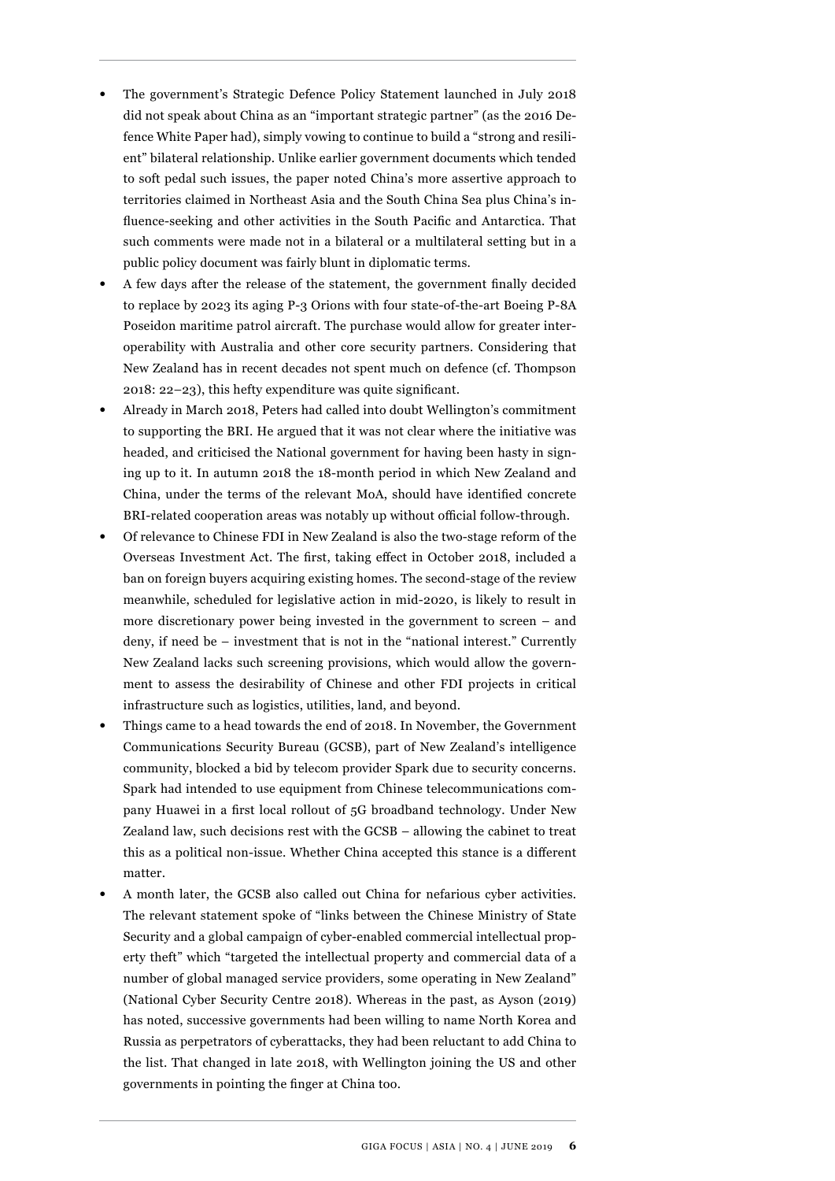- The government's Strategic Defence Policy Statement launched in July 2018 did not speak about China as an "important strategic partner" (as the 2016 Defence White Paper had), simply vowing to continue to build a "strong and resilient" bilateral relationship. Unlike earlier government documents which tended to soft pedal such issues, the paper noted China's more assertive approach to territories claimed in Northeast Asia and the South China Sea plus China's influence-seeking and other activities in the South Pacific and Antarctica. That such comments were made not in a bilateral or a multilateral setting but in a public policy document was fairly blunt in diplomatic terms.
- A few days after the release of the statement, the government finally decided to replace by 2023 its aging P-3 Orions with four state-of-the-art Boeing P-8A Poseidon maritime patrol aircraft. The purchase would allow for greater interoperability with Australia and other core security partners. Considering that New Zealand has in recent decades not spent much on defence (cf. Thompson 2018: 22–23), this hefty expenditure was quite significant.
- Already in March 2018, Peters had called into doubt Wellington's commitment to supporting the BRI. He argued that it was not clear where the initiative was headed, and criticised the National government for having been hasty in signing up to it. In autumn 2018 the 18-month period in which New Zealand and China, under the terms of the relevant MoA, should have identified concrete BRI-related cooperation areas was notably up without official follow-through.
- Of relevance to Chinese FDI in New Zealand is also the two-stage reform of the Overseas Investment Act. The first, taking effect in October 2018, included a ban on foreign buyers acquiring existing homes. The second-stage of the review meanwhile, scheduled for legislative action in mid-2020, is likely to result in more discretionary power being invested in the government to screen – and deny, if need be – investment that is not in the "national interest." Currently New Zealand lacks such screening provisions, which would allow the government to assess the desirability of Chinese and other FDI projects in critical infrastructure such as logistics, utilities, land, and beyond.
- Things came to a head towards the end of 2018. In November, the Government Communications Security Bureau (GCSB), part of New Zealand's intelligence community, blocked a bid by telecom provider Spark due to security concerns. Spark had intended to use equipment from Chinese telecommunications company Huawei in a first local rollout of 5G broadband technology. Under New Zealand law, such decisions rest with the GCSB – allowing the cabinet to treat this as a political non-issue. Whether China accepted this stance is a different matter.
- A month later, the GCSB also called out China for nefarious cyber activities. The relevant statement spoke of "links between the Chinese Ministry of State Security and a global campaign of cyber-enabled commercial intellectual property theft" which "targeted the intellectual property and commercial data of a number of global managed service providers, some operating in New Zealand" (National Cyber Security Centre 2018). Whereas in the past, as Ayson (2019) has noted, successive governments had been willing to name North Korea and Russia as perpetrators of cyberattacks, they had been reluctant to add China to the list. That changed in late 2018, with Wellington joining the US and other governments in pointing the finger at China too.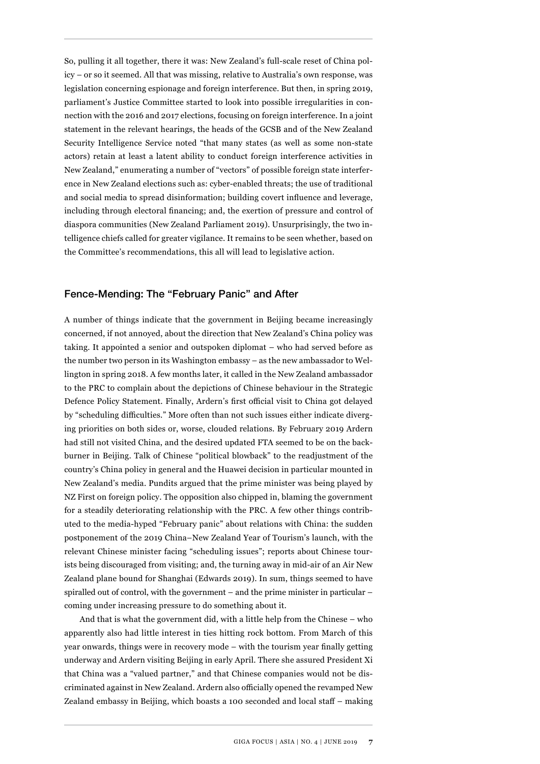So, pulling it all together, there it was: New Zealand's full-scale reset of China policy – or so it seemed. All that was missing, relative to Australia's own response, was legislation concerning espionage and foreign interference. But then, in spring 2019, parliament's Justice Committee started to look into possible irregularities in connection with the 2016 and 2017 elections, focusing on foreign interference. In a joint statement in the relevant hearings, the heads of the GCSB and of the New Zealand Security Intelligence Service noted "that many states (as well as some non-state actors) retain at least a latent ability to conduct foreign interference activities in New Zealand," enumerating a number of "vectors" of possible foreign state interference in New Zealand elections such as: cyber-enabled threats; the use of traditional and social media to spread disinformation; building covert influence and leverage, including through electoral financing; and, the exertion of pressure and control of diaspora communities (New Zealand Parliament 2019). Unsurprisingly, the two intelligence chiefs called for greater vigilance. It remains to be seen whether, based on the Committee's recommendations, this all will lead to legislative action.

## Fence-Mending: The "February Panic" and After

A number of things indicate that the government in Beijing became increasingly concerned, if not annoyed, about the direction that New Zealand's China policy was taking. It appointed a senior and outspoken diplomat – who had served before as the number two person in its Washington embassy – as the new ambassador to Wellington in spring 2018. A few months later, it called in the New Zealand ambassador to the PRC to complain about the depictions of Chinese behaviour in the Strategic Defence Policy Statement. Finally, Ardern's first official visit to China got delayed by "scheduling difficulties." More often than not such issues either indicate diverging priorities on both sides or, worse, clouded relations. By February 2019 Ardern had still not visited China, and the desired updated FTA seemed to be on the backburner in Beijing. Talk of Chinese "political blowback" to the readjustment of the country's China policy in general and the Huawei decision in particular mounted in New Zealand's media. Pundits argued that the prime minister was being played by NZ First on foreign policy. The opposition also chipped in, blaming the government for a steadily deteriorating relationship with the PRC. A few other things contributed to the media-hyped "February panic" about relations with China: the sudden postponement of the 2019 China–New Zealand Year of Tourism's launch, with the relevant Chinese minister facing "scheduling issues"; reports about Chinese tourists being discouraged from visiting; and, the turning away in mid-air of an Air New Zealand plane bound for Shanghai (Edwards 2019). In sum, things seemed to have spiralled out of control, with the government – and the prime minister in particular – coming under increasing pressure to do something about it.

And that is what the government did, with a little help from the Chinese – who apparently also had little interest in ties hitting rock bottom. From March of this year onwards, things were in recovery mode – with the tourism year finally getting underway and Ardern visiting Beijing in early April. There she assured President Xi that China was a "valued partner," and that Chinese companies would not be discriminated against in New Zealand. Ardern also officially opened the revamped New Zealand embassy in Beijing, which boasts a 100 seconded and local staff – making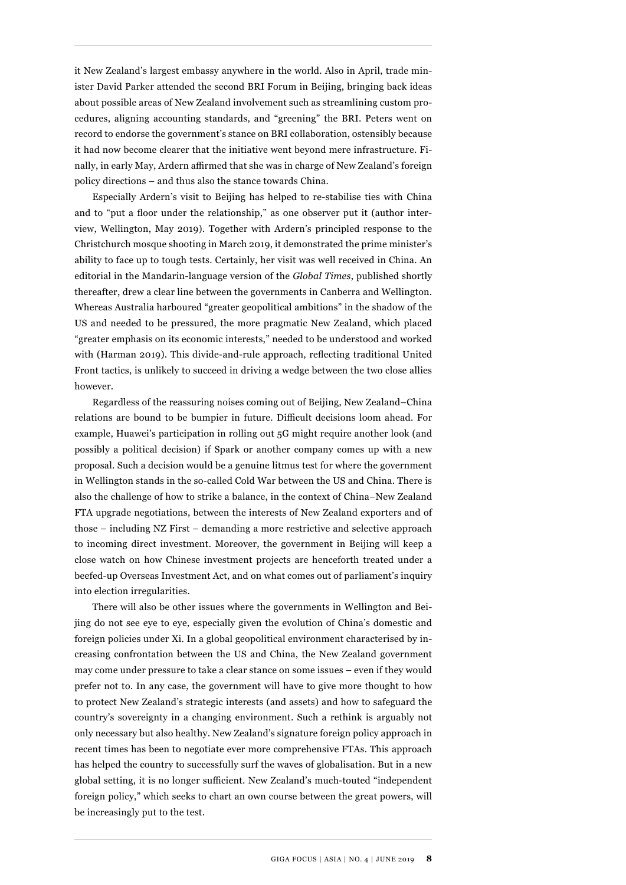it New Zealand's largest embassy anywhere in the world. Also in April, trade minister David Parker attended the second BRI Forum in Beijing, bringing back ideas about possible areas of New Zealand involvement such as streamlining custom procedures, aligning accounting standards, and "greening" the BRI. Peters went on record to endorse the government's stance on BRI collaboration, ostensibly because it had now become clearer that the initiative went beyond mere infrastructure. Finally, in early May, Ardern affirmed that she was in charge of New Zealand's foreign policy directions – and thus also the stance towards China.

Especially Ardern's visit to Beijing has helped to re-stabilise ties with China and to "put a floor under the relationship," as one observer put it (author interview, Wellington, May 2019). Together with Ardern's principled response to the Christchurch mosque shooting in March 2019, it demonstrated the prime minister's ability to face up to tough tests. Certainly, her visit was well received in China. An editorial in the Mandarin-language version of the *Global Times*, published shortly thereafter, drew a clear line between the governments in Canberra and Wellington. Whereas Australia harboured "greater geopolitical ambitions" in the shadow of the US and needed to be pressured, the more pragmatic New Zealand, which placed "greater emphasis on its economic interests," needed to be understood and worked with (Harman 2019). This divide-and-rule approach, reflecting traditional United Front tactics, is unlikely to succeed in driving a wedge between the two close allies however.

Regardless of the reassuring noises coming out of Beijing, New Zealand–China relations are bound to be bumpier in future. Difficult decisions loom ahead. For example, Huawei's participation in rolling out 5G might require another look (and possibly a political decision) if Spark or another company comes up with a new proposal. Such a decision would be a genuine litmus test for where the government in Wellington stands in the so-called Cold War between the US and China. There is also the challenge of how to strike a balance, in the context of China–New Zealand FTA upgrade negotiations, between the interests of New Zealand exporters and of those – including NZ First – demanding a more restrictive and selective approach to incoming direct investment. Moreover, the government in Beijing will keep a close watch on how Chinese investment projects are henceforth treated under a beefed-up Overseas Investment Act, and on what comes out of parliament's inquiry into election irregularities.

There will also be other issues where the governments in Wellington and Beijing do not see eye to eye, especially given the evolution of China's domestic and foreign policies under Xi. In a global geopolitical environment characterised by increasing confrontation between the US and China, the New Zealand government may come under pressure to take a clear stance on some issues – even if they would prefer not to. In any case, the government will have to give more thought to how to protect New Zealand's strategic interests (and assets) and how to safeguard the country's sovereignty in a changing environment. Such a rethink is arguably not only necessary but also healthy. New Zealand's signature foreign policy approach in recent times has been to negotiate ever more comprehensive FTAs. This approach has helped the country to successfully surf the waves of globalisation. But in a new global setting, it is no longer sufficient. New Zealand's much-touted "independent foreign policy," which seeks to chart an own course between the great powers, will be increasingly put to the test.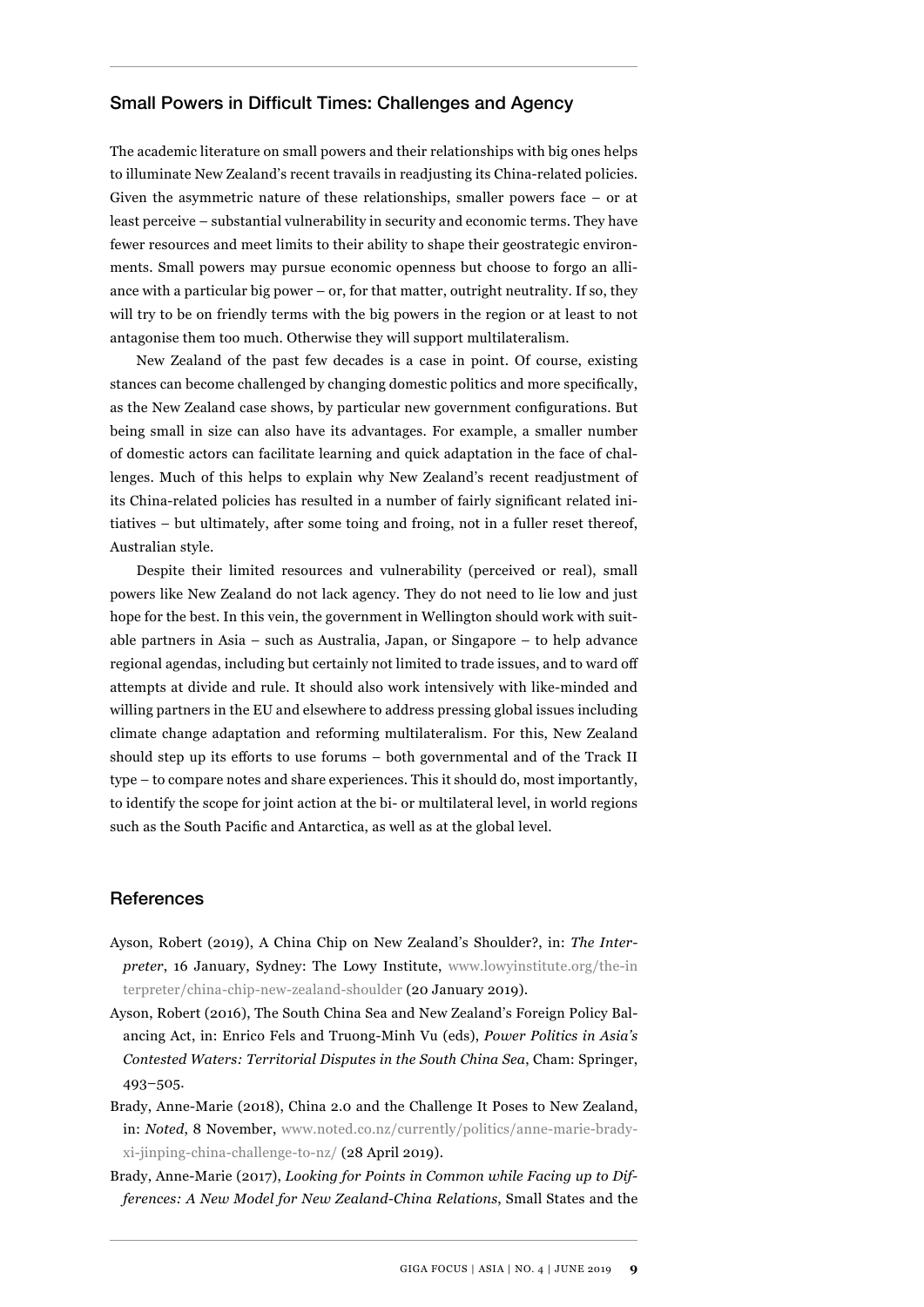## Small Powers in Difficult Times: Challenges and Agency

The academic literature on small powers and their relationships with big ones helps to illuminate New Zealand's recent travails in readjusting its China-related policies. Given the asymmetric nature of these relationships, smaller powers face – or at least perceive – substantial vulnerability in security and economic terms. They have fewer resources and meet limits to their ability to shape their geostrategic environments. Small powers may pursue economic openness but choose to forgo an alliance with a particular big power – or, for that matter, outright neutrality. If so, they will try to be on friendly terms with the big powers in the region or at least to not antagonise them too much. Otherwise they will support multilateralism.

New Zealand of the past few decades is a case in point. Of course, existing stances can become challenged by changing domestic politics and more specifically, as the New Zealand case shows, by particular new government configurations. But being small in size can also have its advantages. For example, a smaller number of domestic actors can facilitate learning and quick adaptation in the face of challenges. Much of this helps to explain why New Zealand's recent readjustment of its China-related policies has resulted in a number of fairly significant related initiatives – but ultimately, after some toing and froing, not in a fuller reset thereof, Australian style.

Despite their limited resources and vulnerability (perceived or real), small powers like New Zealand do not lack agency. They do not need to lie low and just hope for the best. In this vein, the government in Wellington should work with suitable partners in Asia – such as Australia, Japan, or Singapore – to help advance regional agendas, including but certainly not limited to trade issues, and to ward off attempts at divide and rule. It should also work intensively with like-minded and willing partners in the EU and elsewhere to address pressing global issues including climate change adaptation and reforming multilateralism. For this, New Zealand should step up its efforts to use forums – both governmental and of the Track II type – to compare notes and share experiences. This it should do, most importantly, to identify the scope for joint action at the bi- or multilateral level, in world regions such as the South Pacific and Antarctica, as well as at the global level.

## References

Ayson, Robert (2019), A China Chip on New Zealand's Shoulder?, in: *The Interpreter*, 16 January, Sydney: The Lowy Institute, www.lowyinstitute.org/the-interpreter/china-chip-new-zealand-shoulder (20 January 2019).

Ayson, Robert (2016), The South China Sea and New Zealand's Foreign Policy Balancing Act, in: Enrico Fels and Truong-Minh Vu (eds), *Power Politics in Asia's Contested Waters: Territorial Disputes in the South China Sea*, Cham: Springer, 493–505.

Brady, Anne-Marie (2018), China 2.0 and the Challenge It Poses to New Zealand, in: *Noted*, 8 November, www.noted.co.nz/currently/politics/anne-marie-brady-xi-jinping-china-challenge-to-nz/ (28 April 2019).

Brady, Anne-Marie (2017), *Looking for Points in Common while Facing up to Differences: A New Model for New Zealand-China Relations*, Small States and the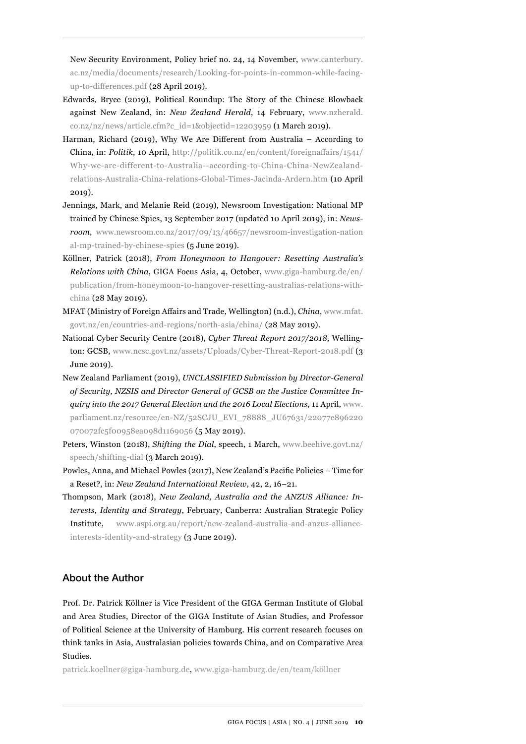New Security Environment, Policy brief no. 24, 14 November, www.canterbury.ac.nz/media/documents/research/Looking-for-points-in-common-while-facing-up-to-differences.pdf (28 April 2019).

Edwards, Bryce (2019), Political Roundup: The Story of the Chinese Blowback against New Zealand, in: *New Zealand Herald*, 14 February, www.nzherald.co.nz/nz/news/article.cfm?c_id=1&objectid=12203959 (1 March 2019).

Harman, Richard (2019), Why We Are Different from Australia – According to China, in: *Politik*, 10 April, http://politik.co.nz/en/content/foreignaffairs/1541/Why-we-are-different-to-Australia--according-to-China-China-NewZealand-relations-Australia-China-relations-Global-Times-Jacinda-Ardern.htm (10 April 2019).

Jennings, Mark, and Melanie Reid (2019), Newsroom Investigation: National MP trained by Chinese Spies, 13 September 2017 (updated 10 April 2019), in: *Newsroom*, www.newsroom.co.nz/2017/09/13/46657/newsroom-investigation-national-mp-trained-by-chinese-spies (5 June 2019).

Köllner, Patrick (2018), *From Honeymoon to Hangover: Resetting Australia's Relations with China*, GIGA Focus Asia, 4, October, www.giga-hamburg.de/en/publication/from-honeymoon-to-hangover-resetting-australias-relations-with-china (28 May 2019).

MFAT (Ministry of Foreign Affairs and Trade, Wellington) (n.d.), *China*, www.mfat.govt.nz/en/countries-and-regions/north-asia/china/ (28 May 2019).

National Cyber Security Centre (2018), *Cyber Threat Report 2017/2018*, Wellington: GCSB, www.ncsc.govt.nz/assets/Uploads/Cyber-Threat-Report-2018.pdf (3 June 2019).

New Zealand Parliament (2019), *UNCLASSIFIED Submission by Director-General of Security, NZSIS and Director General of GCSB on the Justice Committee Inquiry into the 2017 General Election and the 2016 Local Elections*, 11 April, www.parliament.nz/resource/en-NZ/52SCJU_EVI_78888_JU67631/22077e896220070072fc5f00958ea098d1169056 (5 May 2019).

Peters, Winston (2018), *Shifting the Dial*, speech, 1 March, www.beehive.govt.nz/speech/shifting-dial (3 March 2019).

Powles, Anna, and Michael Powles (2017), New Zealand's Pacific Policies – Time for a Reset?, in: *New Zealand International Review*, 42, 2, 16–21.

Thompson, Mark (2018), *New Zealand, Australia and the ANZUS Alliance: Interests, Identity and Strategy*, February, Canberra: Australian Strategic Policy Institute, www.aspi.org.au/report/new-zealand-australia-and-anzus-alliance-interests-identity-and-strategy (3 June 2019).

## About the Author

Prof. Dr. Patrick Köllner is Vice President of the GIGA German Institute of Global and Area Studies, Director of the GIGA Institute of Asian Studies, and Professor of Political Science at the University of Hamburg. His current research focuses on think tanks in Asia, Australasian policies towards China, and on Comparative Area Studies.

patrick.koellner@giga-hamburg.de, www.giga-hamburg.de/en/team/köllner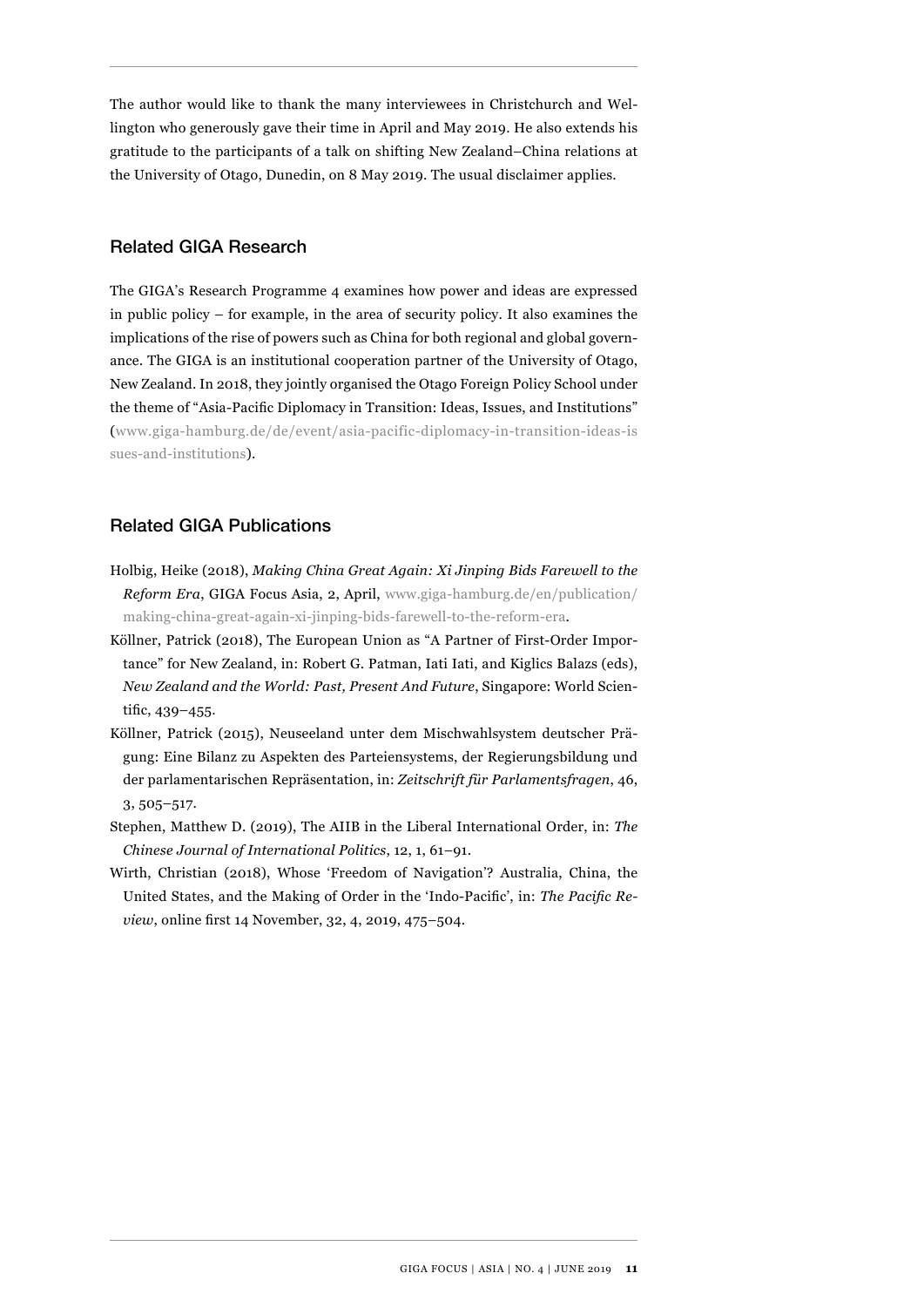The author would like to thank the many interviewees in Christchurch and Wellington who generously gave their time in April and May 2019. He also extends his gratitude to the participants of a talk on shifting New Zealand–China relations at the University of Otago, Dunedin, on 8 May 2019. The usual disclaimer applies.

## Related GIGA Research

The GIGA's Research Programme 4 examines how power and ideas are expressed in public policy – for example, in the area of security policy. It also examines the implications of the rise of powers such as China for both regional and global governance. The GIGA is an institutional cooperation partner of the University of Otago, New Zealand. In 2018, they jointly organised the Otago Foreign Policy School under the theme of "Asia-Pacific Diplomacy in Transition: Ideas, Issues, and Institutions" (www.giga-hamburg.de/de/event/asia-pacific-diplomacy-in-transition-ideas-issues-and-institutions).

## Related GIGA Publications

Holbig, Heike (2018), *Making China Great Again: Xi Jinping Bids Farewell to the Reform Era*, GIGA Focus Asia, 2, April, www.giga-hamburg.de/en/publication/making-china-great-again-xi-jinping-bids-farewell-to-the-reform-era.

Köllner, Patrick (2018), The European Union as "A Partner of First-Order Importance" for New Zealand, in: Robert G. Patman, Iati Iati, and Kiglics Balazs (eds), *New Zealand and the World: Past, Present And Future*, Singapore: World Scientific, 439–455.

Köllner, Patrick (2015), Neuseeland unter dem Mischwahlsystem deutscher Prägung: Eine Bilanz zu Aspekten des Parteiensystems, der Regierungsbildung und der parlamentarischen Repräsentation, in: *Zeitschrift für Parlamentsfragen*, 46, 3, 505–517.

Stephen, Matthew D. (2019), The AIIB in the Liberal International Order, in: *The Chinese Journal of International Politics*, 12, 1, 61–91.

Wirth, Christian (2018), Whose 'Freedom of Navigation'? Australia, China, the United States, and the Making of Order in the 'Indo-Pacific', in: *The Pacific Review*, online first 14 November, 32, 4, 2019, 475–504.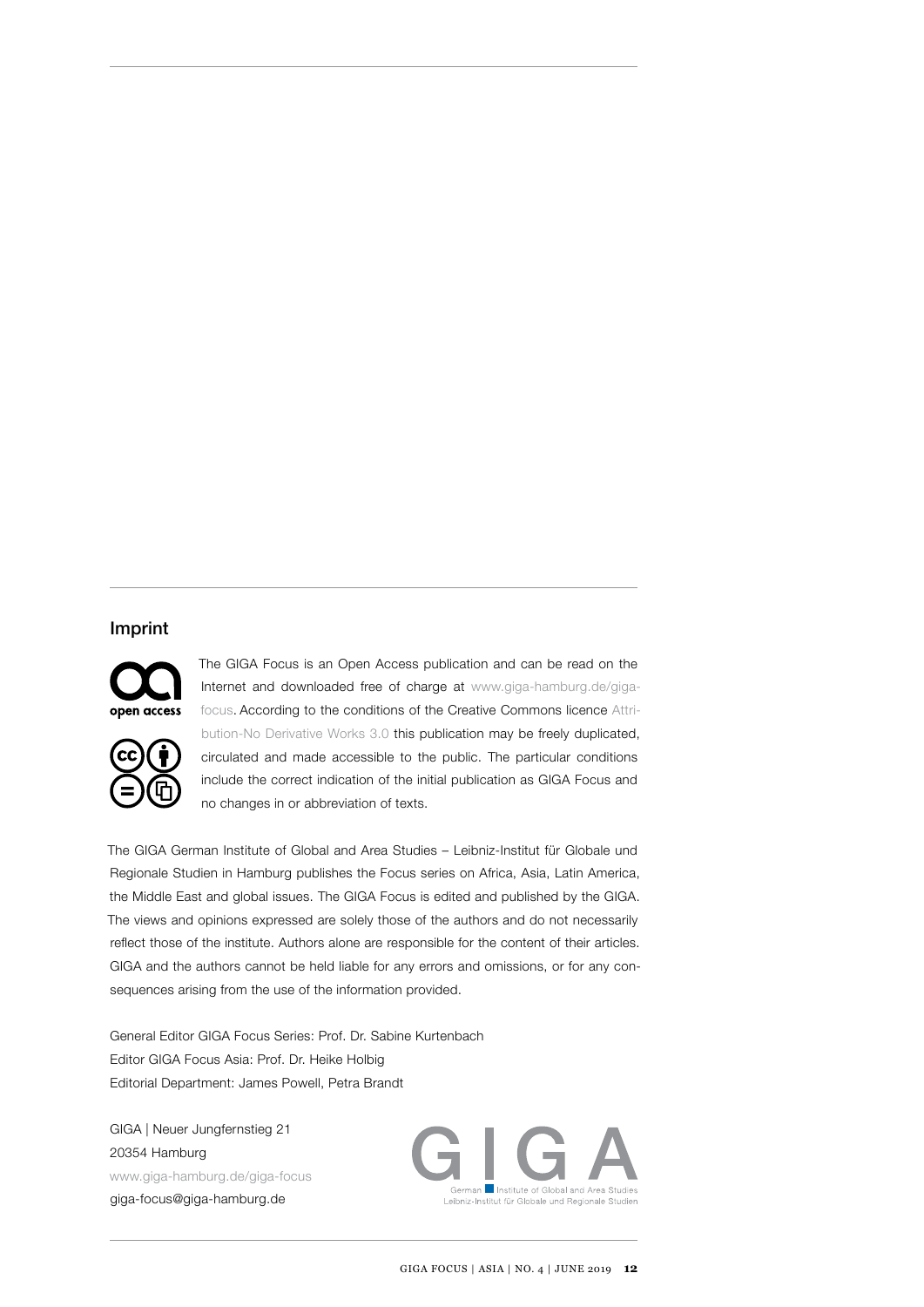## Imprint

The GIGA Focus is an Open Access publication and can be read on the Internet and downloaded free of charge at www.giga-hamburg.de/giga-focus. According to the conditions of the Creative Commons licence Attribution-No Derivative Works 3.0 this publication may be freely duplicated, circulated and made accessible to the public. The particular conditions include the correct indication of the initial publication as GIGA Focus and no changes in or abbreviation of texts.

The GIGA German Institute of Global and Area Studies – Leibniz-Institut für Globale und Regionale Studien in Hamburg publishes the Focus series on Africa, Asia, Latin America, the Middle East and global issues. The GIGA Focus is edited and published by the GIGA. The views and opinions expressed are solely those of the authors and do not necessarily reflect those of the institute. Authors alone are responsible for the content of their articles. GIGA and the authors cannot be held liable for any errors and omissions, or for any consequences arising from the use of the information provided.

General Editor GIGA Focus Series: Prof. Dr. Sabine Kurtenbach
Editor GIGA Focus Asia: Prof. Dr. Heike Holbig
Editorial Department: James Powell, Petra Brandt

GIGA | Neuer Jungfernstieg 21
20354 Hamburg
www.giga-hamburg.de/giga-focus
giga-focus@giga-hamburg.de

GIGA
German Institute of Global and Area Studies
Leibniz-Institut für Globale und Regionale Studien